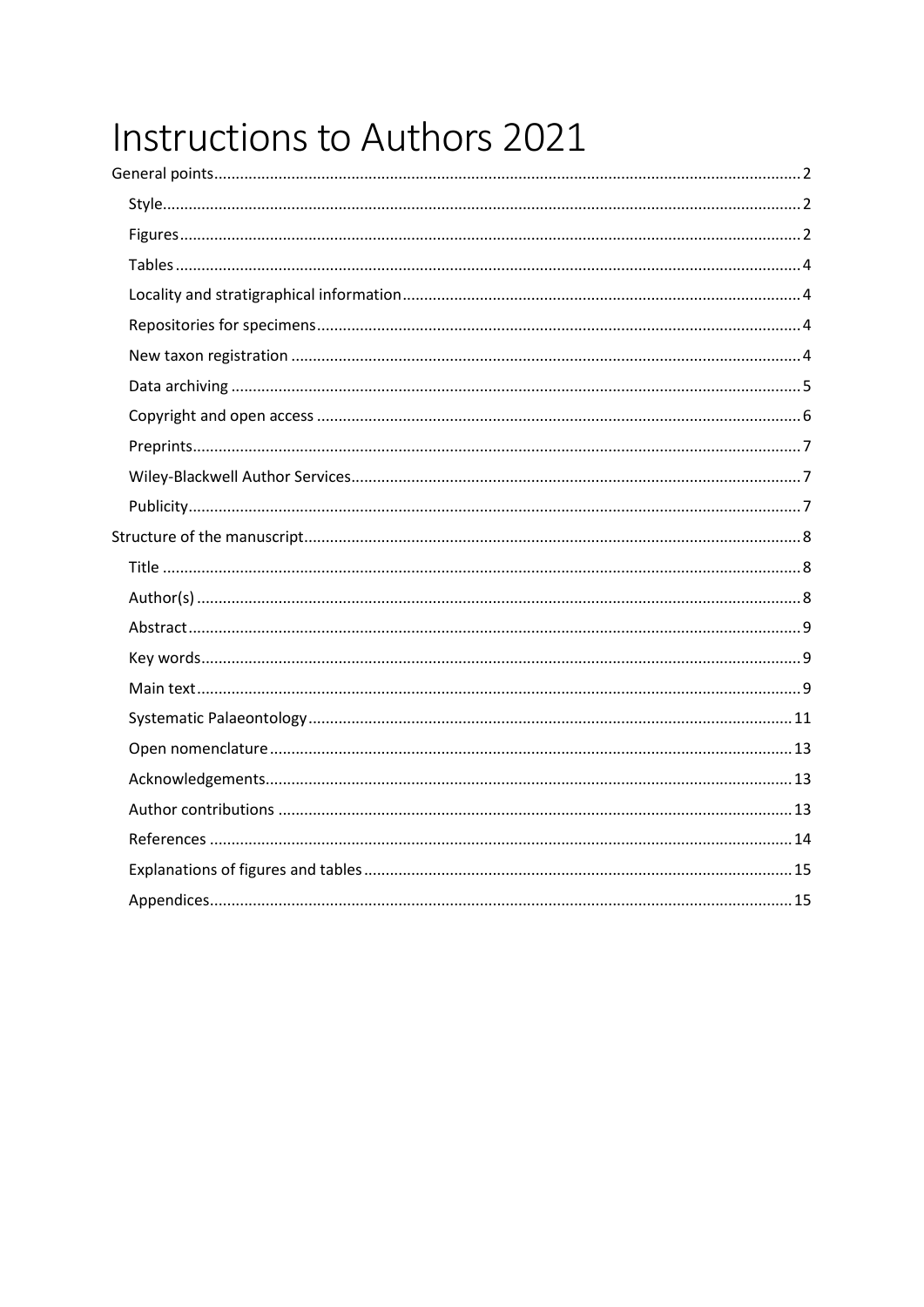# Instructions to Authors 2021

General points ........................................................................................................................ 2

- Style ........................................................................................................................................ 2
- Figures ................................................................................................................................... 2
- Tables ..................................................................................................................................... 4
- Locality and stratigraphical information ............................................................................. 4
- Repositories for specimens .................................................................................................. 4
- New taxon registration ......................................................................................................... 4
- Data archiving ....................................................................................................................... 5
- Copyright and open access ................................................................................................... 6
- Preprints ................................................................................................................................ 7
- Wiley-Blackwell Author Services .......................................................................................... 7
- Publicity ................................................................................................................................. 7

Structure of the manuscript ...................................................................................................... 8

- Title ........................................................................................................................................ 8
- Author(s) ............................................................................................................................... 8
- Abstract ................................................................................................................................. 9
- Key words .............................................................................................................................. 9
- Main text ............................................................................................................................... 9
- Systematic Palaeontology .................................................................................................... 11
- Open nomenclature .............................................................................................................. 13
- Acknowledgements ............................................................................................................... 13
- Author contributions ............................................................................................................ 13
- References ............................................................................................................................ 14
- Explanations of figures and tables ....................................................................................... 15
- Appendices ........................................................................................................................... 15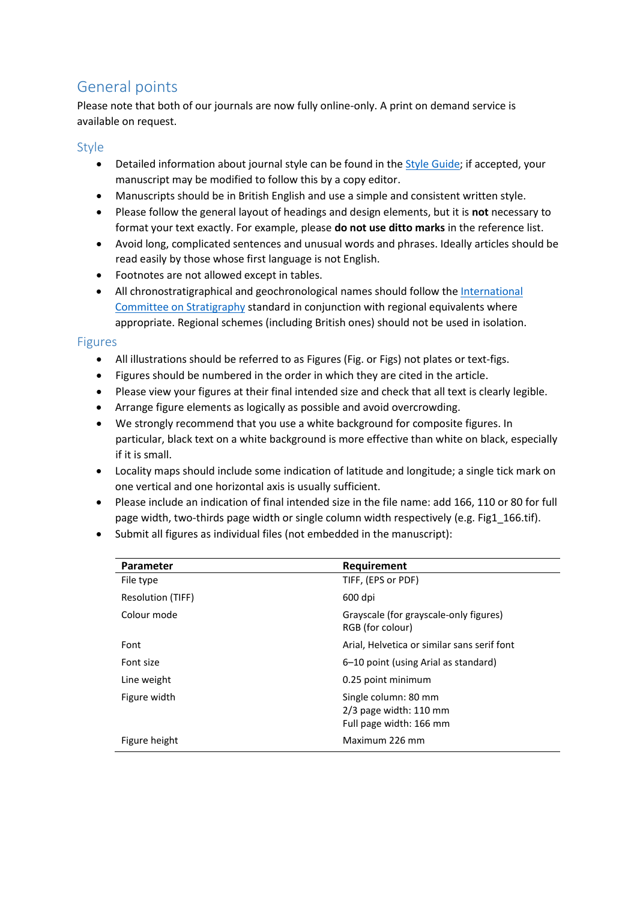## General points

Please note that both of our journals are now fully online-only. A print on demand service is available on request.

### Style

- Detailed information about journal style can be found in the Style Guide; if accepted, your manuscript may be modified to follow this by a copy editor.
- Manuscripts should be in British English and use a simple and consistent written style.
- Please follow the general layout of headings and design elements, but it is **not** necessary to format your text exactly. For example, please **do not use ditto marks** in the reference list.
- Avoid long, complicated sentences and unusual words and phrases. Ideally articles should be read easily by those whose first language is not English.
- Footnotes are not allowed except in tables.
- All chronostratigraphical and geochronological names should follow the International Committee on Stratigraphy standard in conjunction with regional equivalents where appropriate. Regional schemes (including British ones) should not be used in isolation.

### Figures

- All illustrations should be referred to as Figures (Fig. or Figs) not plates or text-figs.
- Figures should be numbered in the order in which they are cited in the article.
- Please view your figures at their final intended size and check that all text is clearly legible.
- Arrange figure elements as logically as possible and avoid overcrowding.
- We strongly recommend that you use a white background for composite figures. In particular, black text on a white background is more effective than white on black, especially if it is small.
- Locality maps should include some indication of latitude and longitude; a single tick mark on one vertical and one horizontal axis is usually sufficient.
- Please include an indication of final intended size in the file name: add 166, 110 or 80 for full page width, two-thirds page width or single column width respectively (e.g. Fig1_166.tif).
- Submit all figures as individual files (not embedded in the manuscript):

| **Parameter** | **Requirement** |
|---|---|
| File type | TIFF, (EPS or PDF) |
| Resolution (TIFF) | 600 dpi |
| Colour mode | Grayscale (for grayscale-only figures)<br>RGB (for colour) |
| Font | Arial, Helvetica or similar sans serif font |
| Font size | 6–10 point (using Arial as standard) |
| Line weight | 0.25 point minimum |
| Figure width | Single column: 80 mm<br>2/3 page width: 110 mm<br>Full page width: 166 mm |
| Figure height | Maximum 226 mm |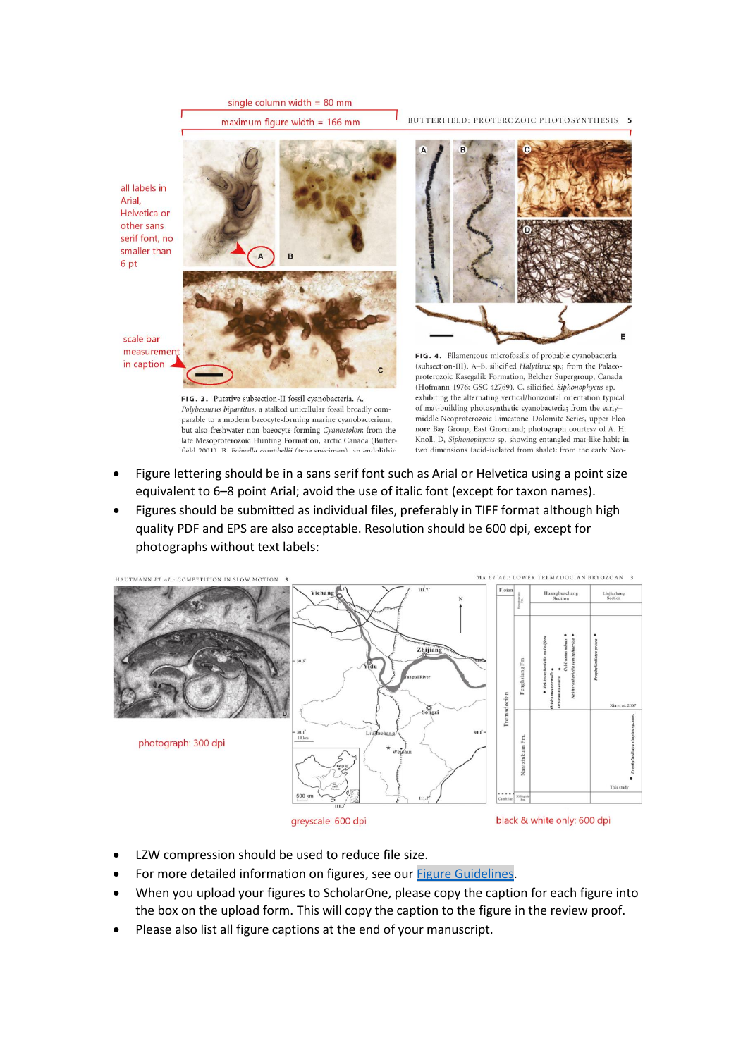single column width = 80 mm

maximum figure width = 166 mm

all labels in Arial, Helvetica or other sans serif font, no smaller than 6 pt

scale bar measurement in caption

- Figure lettering should be in a sans serif font such as Arial or Helvetica using a point size equivalent to 6–8 point Arial; avoid the use of italic font (except for taxon names).
- Figures should be submitted as individual files, preferably in TIFF format although high quality PDF and EPS are also acceptable. Resolution should be 600 dpi, except for photographs without text labels:

photograph: 300 dpi

greyscale: 600 dpi

black & white only: 600 dpi

- LZW compression should be used to reduce file size.
- For more detailed information on figures, see our Figure Guidelines.
- When you upload your figures to ScholarOne, please copy the caption for each figure into the box on the upload form. This will copy the caption to the figure in the review proof.
- Please also list all figure captions at the end of your manuscript.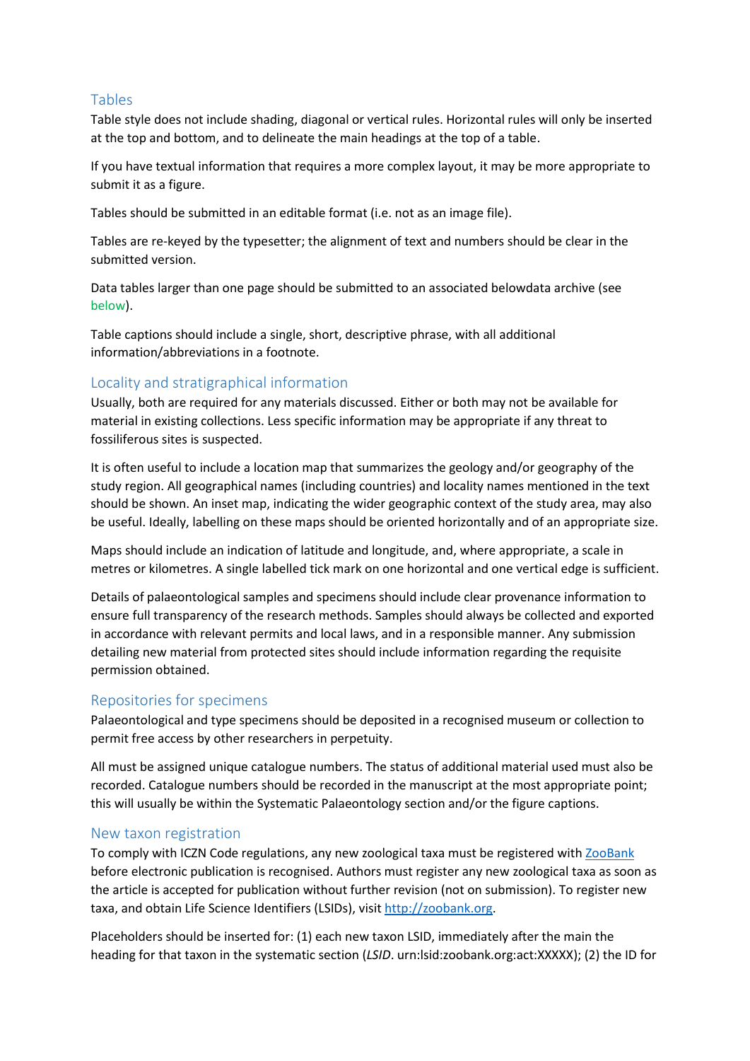## Tables

Table style does not include shading, diagonal or vertical rules. Horizontal rules will only be inserted at the top and bottom, and to delineate the main headings at the top of a table.

If you have textual information that requires a more complex layout, it may be more appropriate to submit it as a figure.

Tables should be submitted in an editable format (i.e. not as an image file).

Tables are re-keyed by the typesetter; the alignment of text and numbers should be clear in the submitted version.

Data tables larger than one page should be submitted to an associated belowdata archive (see below).

Table captions should include a single, short, descriptive phrase, with all additional information/abbreviations in a footnote.

## Locality and stratigraphical information

Usually, both are required for any materials discussed. Either or both may not be available for material in existing collections. Less specific information may be appropriate if any threat to fossiliferous sites is suspected.

It is often useful to include a location map that summarizes the geology and/or geography of the study region. All geographical names (including countries) and locality names mentioned in the text should be shown. An inset map, indicating the wider geographic context of the study area, may also be useful. Ideally, labelling on these maps should be oriented horizontally and of an appropriate size.

Maps should include an indication of latitude and longitude, and, where appropriate, a scale in metres or kilometres. A single labelled tick mark on one horizontal and one vertical edge is sufficient.

Details of palaeontological samples and specimens should include clear provenance information to ensure full transparency of the research methods. Samples should always be collected and exported in accordance with relevant permits and local laws, and in a responsible manner. Any submission detailing new material from protected sites should include information regarding the requisite permission obtained.

## Repositories for specimens

Palaeontological and type specimens should be deposited in a recognised museum or collection to permit free access by other researchers in perpetuity.

All must be assigned unique catalogue numbers. The status of additional material used must also be recorded. Catalogue numbers should be recorded in the manuscript at the most appropriate point; this will usually be within the Systematic Palaeontology section and/or the figure captions.

## New taxon registration

To comply with ICZN Code regulations, any new zoological taxa must be registered with ZooBank before electronic publication is recognised. Authors must register any new zoological taxa as soon as the article is accepted for publication without further revision (not on submission). To register new taxa, and obtain Life Science Identifiers (LSIDs), visit http://zoobank.org.

Placeholders should be inserted for: (1) each new taxon LSID, immediately after the main the heading for that taxon in the systematic section (*LSID*. urn:lsid:zoobank.org:act:XXXXX); (2) the ID for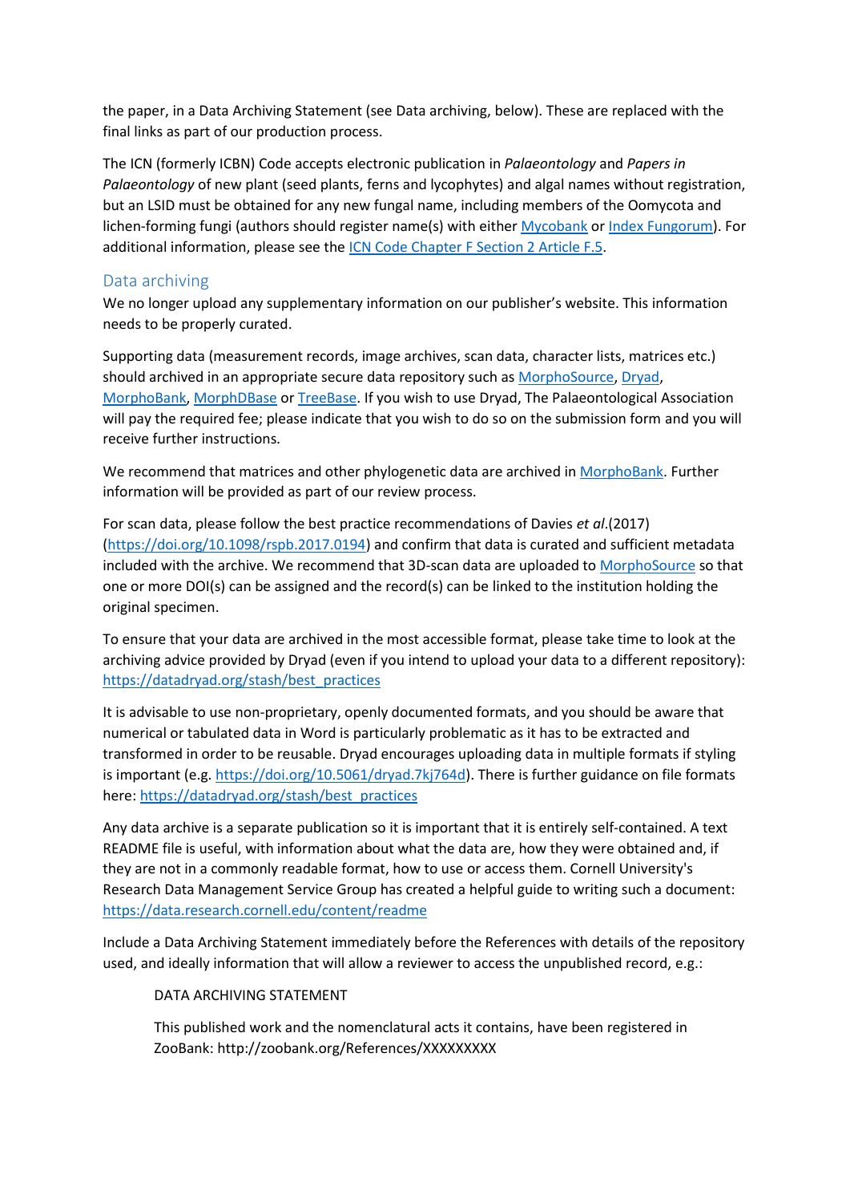the paper, in a Data Archiving Statement (see Data archiving, below). These are replaced with the final links as part of our production process.

The ICN (formerly ICBN) Code accepts electronic publication in *Palaeontology* and *Papers in Palaeontology* of new plant (seed plants, ferns and lycophytes) and algal names without registration, but an LSID must be obtained for any new fungal name, including members of the Oomycota and lichen-forming fungi (authors should register name(s) with either Mycobank or Index Fungorum). For additional information, please see the ICN Code Chapter F Section 2 Article F.5.

## Data archiving

We no longer upload any supplementary information on our publisher's website. This information needs to be properly curated.

Supporting data (measurement records, image archives, scan data, character lists, matrices etc.) should archived in an appropriate secure data repository such as MorphoSource, Dryad, MorphoBank, MorphDBase or TreeBase. If you wish to use Dryad, The Palaeontological Association will pay the required fee; please indicate that you wish to do so on the submission form and you will receive further instructions.

We recommend that matrices and other phylogenetic data are archived in MorphoBank. Further information will be provided as part of our review process.

For scan data, please follow the best practice recommendations of Davies *et al*.(2017) (https://doi.org/10.1098/rspb.2017.0194) and confirm that data is curated and sufficient metadata included with the archive. We recommend that 3D-scan data are uploaded to MorphoSource so that one or more DOI(s) can be assigned and the record(s) can be linked to the institution holding the original specimen.

To ensure that your data are archived in the most accessible format, please take time to look at the archiving advice provided by Dryad (even if you intend to upload your data to a different repository): https://datadryad.org/stash/best_practices

It is advisable to use non-proprietary, openly documented formats, and you should be aware that numerical or tabulated data in Word is particularly problematic as it has to be extracted and transformed in order to be reusable. Dryad encourages uploading data in multiple formats if styling is important (e.g. https://doi.org/10.5061/dryad.7kj764d). There is further guidance on file formats here: https://datadryad.org/stash/best_practices

Any data archive is a separate publication so it is important that it is entirely self-contained. A text README file is useful, with information about what the data are, how they were obtained and, if they are not in a commonly readable format, how to use or access them. Cornell University's Research Data Management Service Group has created a helpful guide to writing such a document: https://data.research.cornell.edu/content/readme

Include a Data Archiving Statement immediately before the References with details of the repository used, and ideally information that will allow a reviewer to access the unpublished record, e.g.:

> DATA ARCHIVING STATEMENT
>
> This published work and the nomenclatural acts it contains, have been registered in ZooBank: http://zoobank.org/References/XXXXXXXXX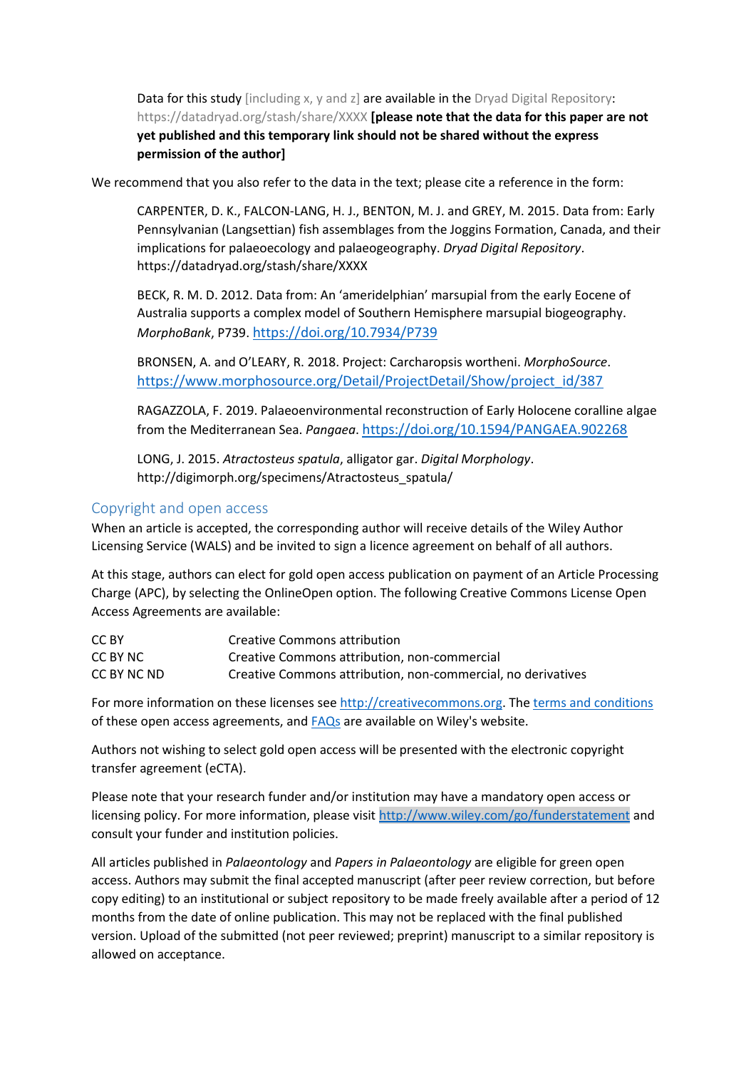Data for this study [including x, y and z] are available in the Dryad Digital Repository: https://datadryad.org/stash/share/XXXX **[please note that the data for this paper are not yet published and this temporary link should not be shared without the express permission of the author]**

We recommend that you also refer to the data in the text; please cite a reference in the form:

CARPENTER, D. K., FALCON-LANG, H. J., BENTON, M. J. and GREY, M. 2015. Data from: Early Pennsylvanian (Langsettian) fish assemblages from the Joggins Formation, Canada, and their implications for palaeoecology and palaeogeography. *Dryad Digital Repository*. https://datadryad.org/stash/share/XXXX

BECK, R. M. D. 2012. Data from: An 'ameridelphian' marsupial from the early Eocene of Australia supports a complex model of Southern Hemisphere marsupial biogeography. *MorphoBank*, P739. https://doi.org/10.7934/P739

BRONSEN, A. and O'LEARY, R. 2018. Project: Carcharopsis wortheni. *MorphoSource*. https://www.morphosource.org/Detail/ProjectDetail/Show/project_id/387

RAGAZZOLA, F. 2019. Palaeoenvironmental reconstruction of Early Holocene coralline algae from the Mediterranean Sea. *Pangaea*. https://doi.org/10.1594/PANGAEA.902268

LONG, J. 2015. *Atractosteus spatula*, alligator gar. *Digital Morphology*. http://digimorph.org/specimens/Atractosteus_spatula/

## Copyright and open access

When an article is accepted, the corresponding author will receive details of the Wiley Author Licensing Service (WALS) and be invited to sign a licence agreement on behalf of all authors.

At this stage, authors can elect for gold open access publication on payment of an Article Processing Charge (APC), by selecting the OnlineOpen option. The following Creative Commons License Open Access Agreements are available:

| | |
|---|---|
| CC BY | Creative Commons attribution |
| CC BY NC | Creative Commons attribution, non-commercial |
| CC BY NC ND | Creative Commons attribution, non-commercial, no derivatives |

For more information on these licenses see http://creativecommons.org. The terms and conditions of these open access agreements, and FAQs are available on Wiley's website.

Authors not wishing to select gold open access will be presented with the electronic copyright transfer agreement (eCTA).

Please note that your research funder and/or institution may have a mandatory open access or licensing policy. For more information, please visit http://www.wiley.com/go/funderstatement and consult your funder and institution policies.

All articles published in *Palaeontology* and *Papers in Palaeontology* are eligible for green open access. Authors may submit the final accepted manuscript (after peer review correction, but before copy editing) to an institutional or subject repository to be made freely available after a period of 12 months from the date of online publication. This may not be replaced with the final published version. Upload of the submitted (not peer reviewed; preprint) manuscript to a similar repository is allowed on acceptance.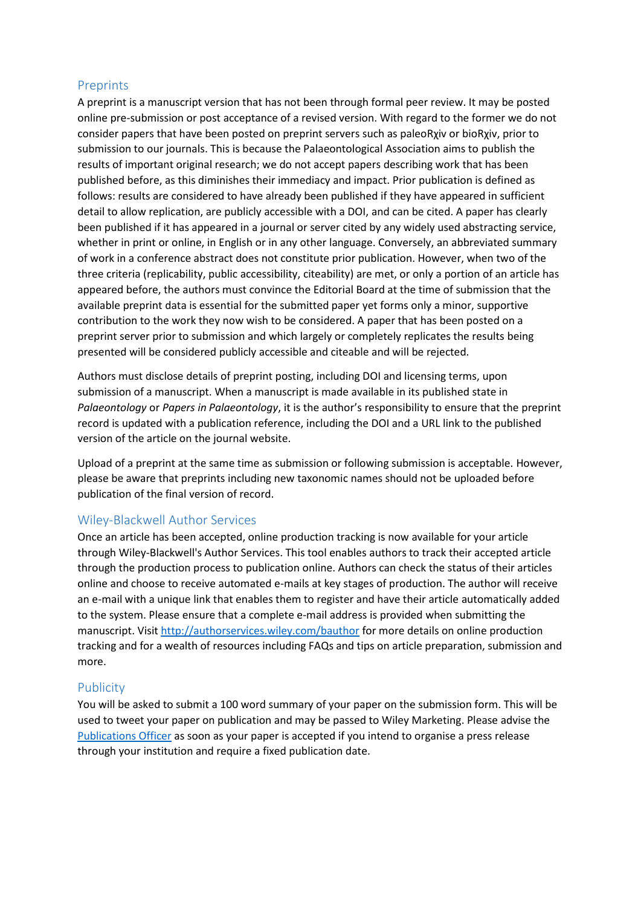## Preprints

A preprint is a manuscript version that has not been through formal peer review. It may be posted online pre-submission or post acceptance of a revised version. With regard to the former we do not consider papers that have been posted on preprint servers such as paleoRχiv or bioRχiv, prior to submission to our journals. This is because the Palaeontological Association aims to publish the results of important original research; we do not accept papers describing work that has been published before, as this diminishes their immediacy and impact. Prior publication is defined as follows: results are considered to have already been published if they have appeared in sufficient detail to allow replication, are publicly accessible with a DOI, and can be cited. A paper has clearly been published if it has appeared in a journal or server cited by any widely used abstracting service, whether in print or online, in English or in any other language. Conversely, an abbreviated summary of work in a conference abstract does not constitute prior publication. However, when two of the three criteria (replicability, public accessibility, citeability) are met, or only a portion of an article has appeared before, the authors must convince the Editorial Board at the time of submission that the available preprint data is essential for the submitted paper yet forms only a minor, supportive contribution to the work they now wish to be considered. A paper that has been posted on a preprint server prior to submission and which largely or completely replicates the results being presented will be considered publicly accessible and citeable and will be rejected.

Authors must disclose details of preprint posting, including DOI and licensing terms, upon submission of a manuscript. When a manuscript is made available in its published state in *Palaeontology* or *Papers in Palaeontology*, it is the author's responsibility to ensure that the preprint record is updated with a publication reference, including the DOI and a URL link to the published version of the article on the journal website.

Upload of a preprint at the same time as submission or following submission is acceptable. However, please be aware that preprints including new taxonomic names should not be uploaded before publication of the final version of record.

## Wiley-Blackwell Author Services

Once an article has been accepted, online production tracking is now available for your article through Wiley-Blackwell's Author Services. This tool enables authors to track their accepted article through the production process to publication online. Authors can check the status of their articles online and choose to receive automated e-mails at key stages of production. The author will receive an e-mail with a unique link that enables them to register and have their article automatically added to the system. Please ensure that a complete e-mail address is provided when submitting the manuscript. Visit [http://authorservices.wiley.com/bauthor](http://authorservices.wiley.com/bauthor) for more details on online production tracking and for a wealth of resources including FAQs and tips on article preparation, submission and more.

## Publicity

You will be asked to submit a 100 word summary of your paper on the submission form. This will be used to tweet your paper on publication and may be passed to Wiley Marketing. Please advise the Publications Officer as soon as your paper is accepted if you intend to organise a press release through your institution and require a fixed publication date.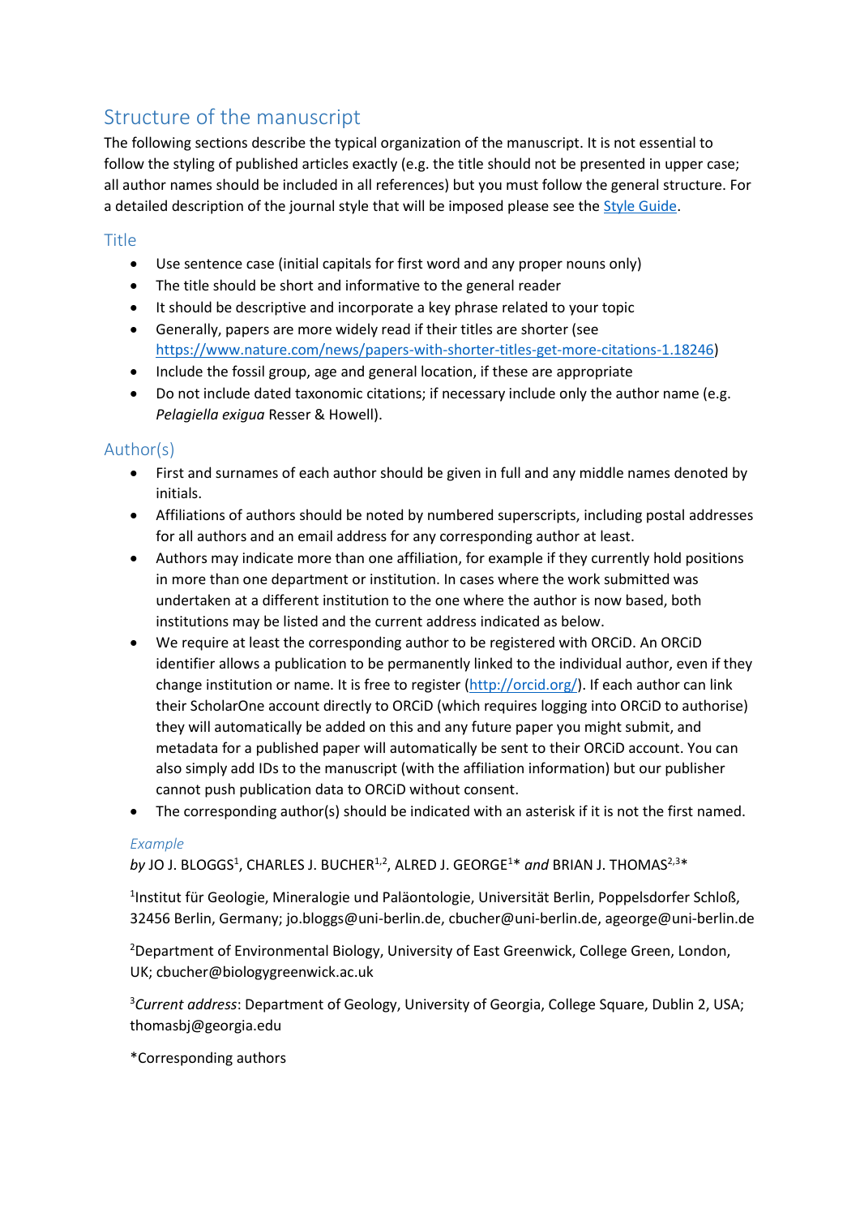## Structure of the manuscript

The following sections describe the typical organization of the manuscript. It is not essential to follow the styling of published articles exactly (e.g. the title should not be presented in upper case; all author names should be included in all references) but you must follow the general structure. For a detailed description of the journal style that will be imposed please see the Style Guide.

### Title

- Use sentence case (initial capitals for first word and any proper nouns only)
- The title should be short and informative to the general reader
- It should be descriptive and incorporate a key phrase related to your topic
- Generally, papers are more widely read if their titles are shorter (see https://www.nature.com/news/papers-with-shorter-titles-get-more-citations-1.18246)
- Include the fossil group, age and general location, if these are appropriate
- Do not include dated taxonomic citations; if necessary include only the author name (e.g. *Pelagiella exigua* Resser & Howell).

### Author(s)

- First and surnames of each author should be given in full and any middle names denoted by initials.
- Affiliations of authors should be noted by numbered superscripts, including postal addresses for all authors and an email address for any corresponding author at least.
- Authors may indicate more than one affiliation, for example if they currently hold positions in more than one department or institution. In cases where the work submitted was undertaken at a different institution to the one where the author is now based, both institutions may be listed and the current address indicated as below.
- We require at least the corresponding author to be registered with ORCiD. An ORCiD identifier allows a publication to be permanently linked to the individual author, even if they change institution or name. It is free to register (http://orcid.org/). If each author can link their ScholarOne account directly to ORCiD (which requires logging into ORCiD to authorise) they will automatically be added on this and any future paper you might submit, and metadata for a published paper will automatically be sent to their ORCiD account. You can also simply add IDs to the manuscript (with the affiliation information) but our publisher cannot push publication data to ORCiD without consent.
- The corresponding author(s) should be indicated with an asterisk if it is not the first named.

#### *Example*

*by* JO J. BLOGGS[1], CHARLES J. BUCHER[1,2], ALRED J. GEORGE[1]* *and* BRIAN J. THOMAS[2,3]*

[1]Institut für Geologie, Mineralogie und Paläontologie, Universität Berlin, Poppelsdorfer Schloß, 32456 Berlin, Germany; jo.bloggs@uni-berlin.de, cbucher@uni-berlin.de, ageorge@uni-berlin.de

[2]Department of Environmental Biology, University of East Greenwick, College Green, London, UK; cbucher@biologygreenwick.ac.uk

[3]*Current address*: Department of Geology, University of Georgia, College Square, Dublin 2, USA; thomasbj@georgia.edu

*Corresponding authors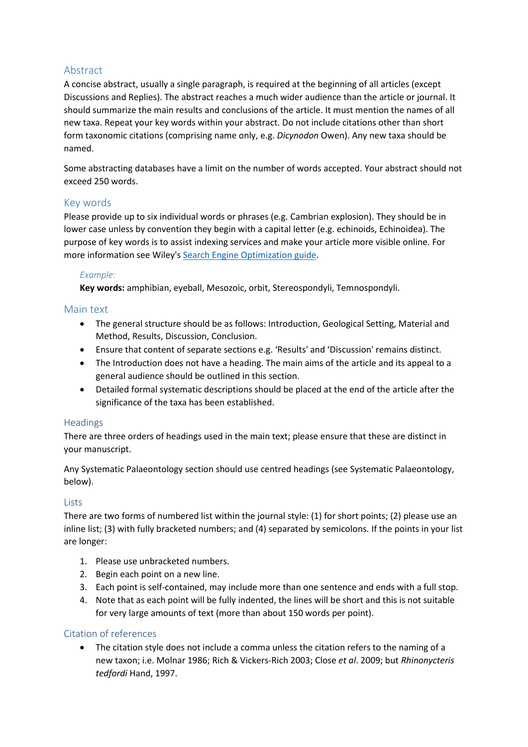## Abstract

A concise abstract, usually a single paragraph, is required at the beginning of all articles (except Discussions and Replies). The abstract reaches a much wider audience than the article or journal. It should summarize the main results and conclusions of the article. It must mention the names of all new taxa. Repeat your key words within your abstract. Do not include citations other than short form taxonomic citations (comprising name only, e.g. *Dicynodon* Owen). Any new taxa should be named.

Some abstracting databases have a limit on the number of words accepted. Your abstract should not exceed 250 words.

## Key words

Please provide up to six individual words or phrases (e.g. Cambrian explosion). They should be in lower case unless by convention they begin with a capital letter (e.g. echinoids, Echinoidea). The purpose of key words is to assist indexing services and make your article more visible online. For more information see Wiley's Search Engine Optimization guide.

*Example:*

**Key words:** amphibian, eyeball, Mesozoic, orbit, Stereospondyli, Temnospondyli.

## Main text

- The general structure should be as follows: Introduction, Geological Setting, Material and Method, Results, Discussion, Conclusion.
- Ensure that content of separate sections e.g. 'Results' and 'Discussion' remains distinct.
- The Introduction does not have a heading. The main aims of the article and its appeal to a general audience should be outlined in this section.
- Detailed formal systematic descriptions should be placed at the end of the article after the significance of the taxa has been established.

## Headings

There are three orders of headings used in the main text; please ensure that these are distinct in your manuscript.

Any Systematic Palaeontology section should use centred headings (see Systematic Palaeontology, below).

## Lists

There are two forms of numbered list within the journal style: (1) for short points; (2) please use an inline list; (3) with fully bracketed numbers; and (4) separated by semicolons. If the points in your list are longer:

1. Please use unbracketed numbers.
2. Begin each point on a new line.
3. Each point is self-contained, may include more than one sentence and ends with a full stop.
4. Note that as each point will be fully indented, the lines will be short and this is not suitable for very large amounts of text (more than about 150 words per point).

## Citation of references

- The citation style does not include a comma unless the citation refers to the naming of a new taxon; i.e. Molnar 1986; Rich & Vickers-Rich 2003; Close *et al*. 2009; but *Rhinonycteris tedfordi* Hand, 1997.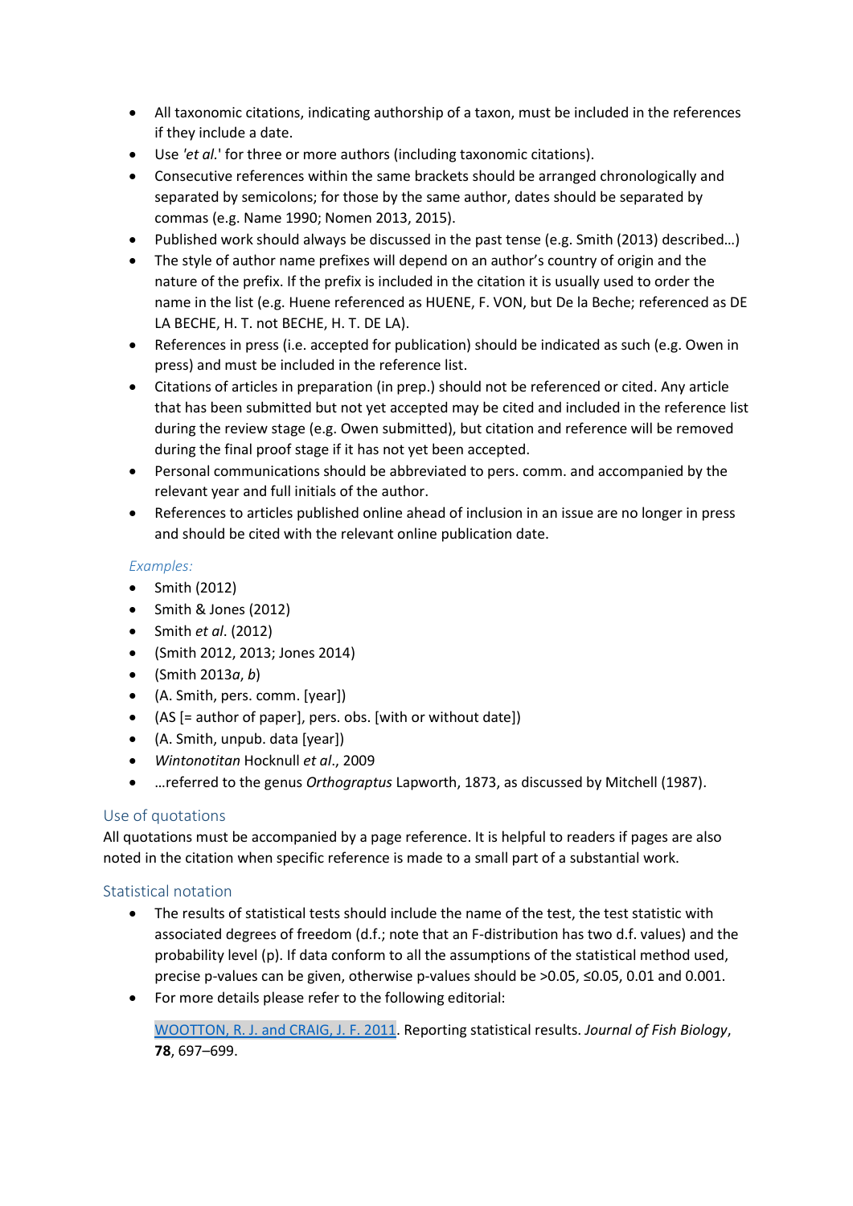- All taxonomic citations, indicating authorship of a taxon, must be included in the references if they include a date.
- Use *'et al.*' for three or more authors (including taxonomic citations).
- Consecutive references within the same brackets should be arranged chronologically and separated by semicolons; for those by the same author, dates should be separated by commas (e.g. Name 1990; Nomen 2013, 2015).
- Published work should always be discussed in the past tense (e.g. Smith (2013) described…)
- The style of author name prefixes will depend on an author's country of origin and the nature of the prefix. If the prefix is included in the citation it is usually used to order the name in the list (e.g. Huene referenced as HUENE, F. VON, but De la Beche; referenced as DE LA BECHE, H. T. not BECHE, H. T. DE LA).
- References in press (i.e. accepted for publication) should be indicated as such (e.g. Owen in press) and must be included in the reference list.
- Citations of articles in preparation (in prep.) should not be referenced or cited. Any article that has been submitted but not yet accepted may be cited and included in the reference list during the review stage (e.g. Owen submitted), but citation and reference will be removed during the final proof stage if it has not yet been accepted.
- Personal communications should be abbreviated to pers. comm. and accompanied by the relevant year and full initials of the author.
- References to articles published online ahead of inclusion in an issue are no longer in press and should be cited with the relevant online publication date.

*Examples:*

- Smith (2012)
- Smith & Jones (2012)
- Smith *et al*. (2012)
- (Smith 2012, 2013; Jones 2014)
- (Smith 2013*a*, *b*)
- (A. Smith, pers. comm. [year])
- (AS [= author of paper], pers. obs. [with or without date])
- (A. Smith, unpub. data [year])
- *Wintonotitan* Hocknull *et al*., 2009
- …referred to the genus *Orthograptus* Lapworth, 1873, as discussed by Mitchell (1987).

## Use of quotations

All quotations must be accompanied by a page reference. It is helpful to readers if pages are also noted in the citation when specific reference is made to a small part of a substantial work.

## Statistical notation

- The results of statistical tests should include the name of the test, the test statistic with associated degrees of freedom (d.f.; note that an F-distribution has two d.f. values) and the probability level (p). If data conform to all the assumptions of the statistical method used, precise p-values can be given, otherwise p-values should be >0.05, ≤0.05, 0.01 and 0.001.
- For more details please refer to the following editorial:

  WOOTTON, R. J. and CRAIG, J. F. 2011. Reporting statistical results. *Journal of Fish Biology*, **78**, 697–699.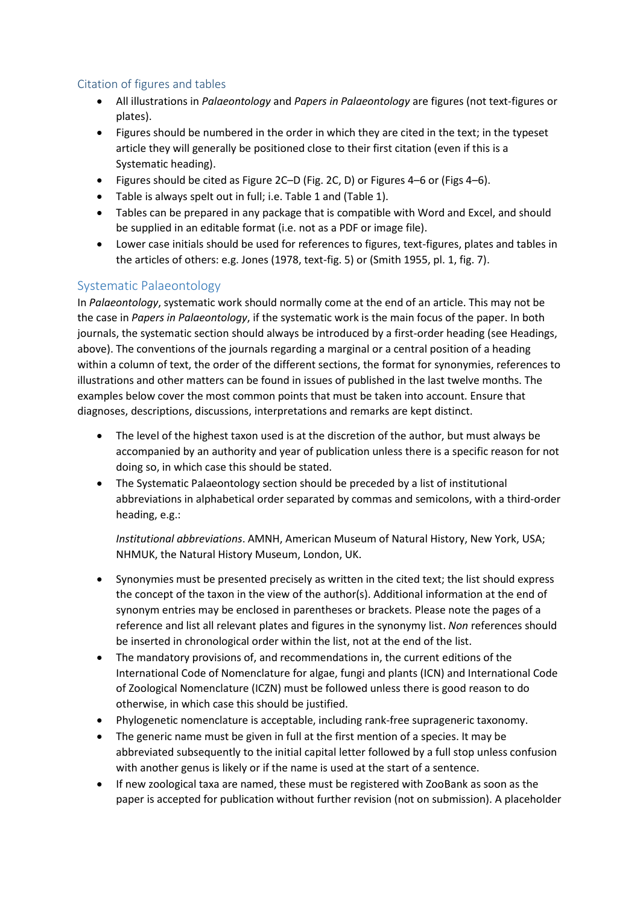## Citation of figures and tables

- All illustrations in *Palaeontology* and *Papers in Palaeontology* are figures (not text-figures or plates).
- Figures should be numbered in the order in which they are cited in the text; in the typeset article they will generally be positioned close to their first citation (even if this is a Systematic heading).
- Figures should be cited as Figure 2C–D (Fig. 2C, D) or Figures 4–6 or (Figs 4–6).
- Table is always spelt out in full; i.e. Table 1 and (Table 1).
- Tables can be prepared in any package that is compatible with Word and Excel, and should be supplied in an editable format (i.e. not as a PDF or image file).
- Lower case initials should be used for references to figures, text-figures, plates and tables in the articles of others: e.g. Jones (1978, text-fig. 5) or (Smith 1955, pl. 1, fig. 7).

## Systematic Palaeontology

In *Palaeontology*, systematic work should normally come at the end of an article. This may not be the case in *Papers in Palaeontology*, if the systematic work is the main focus of the paper. In both journals, the systematic section should always be introduced by a first-order heading (see Headings, above). The conventions of the journals regarding a marginal or a central position of a heading within a column of text, the order of the different sections, the format for synonymies, references to illustrations and other matters can be found in issues of published in the last twelve months. The examples below cover the most common points that must be taken into account. Ensure that diagnoses, descriptions, discussions, interpretations and remarks are kept distinct.

- The level of the highest taxon used is at the discretion of the author, but must always be accompanied by an authority and year of publication unless there is a specific reason for not doing so, in which case this should be stated.
- The Systematic Palaeontology section should be preceded by a list of institutional abbreviations in alphabetical order separated by commas and semicolons, with a third-order heading, e.g.:

  *Institutional abbreviations*. AMNH, American Museum of Natural History, New York, USA; NHMUK, the Natural History Museum, London, UK.

- Synonymies must be presented precisely as written in the cited text; the list should express the concept of the taxon in the view of the author(s). Additional information at the end of synonym entries may be enclosed in parentheses or brackets. Please note the pages of a reference and list all relevant plates and figures in the synonymy list. *Non* references should be inserted in chronological order within the list, not at the end of the list.
- The mandatory provisions of, and recommendations in, the current editions of the International Code of Nomenclature for algae, fungi and plants (ICN) and International Code of Zoological Nomenclature (ICZN) must be followed unless there is good reason to do otherwise, in which case this should be justified.
- Phylogenetic nomenclature is acceptable, including rank-free suprageneric taxonomy.
- The generic name must be given in full at the first mention of a species. It may be abbreviated subsequently to the initial capital letter followed by a full stop unless confusion with another genus is likely or if the name is used at the start of a sentence.
- If new zoological taxa are named, these must be registered with ZooBank as soon as the paper is accepted for publication without further revision (not on submission). A placeholder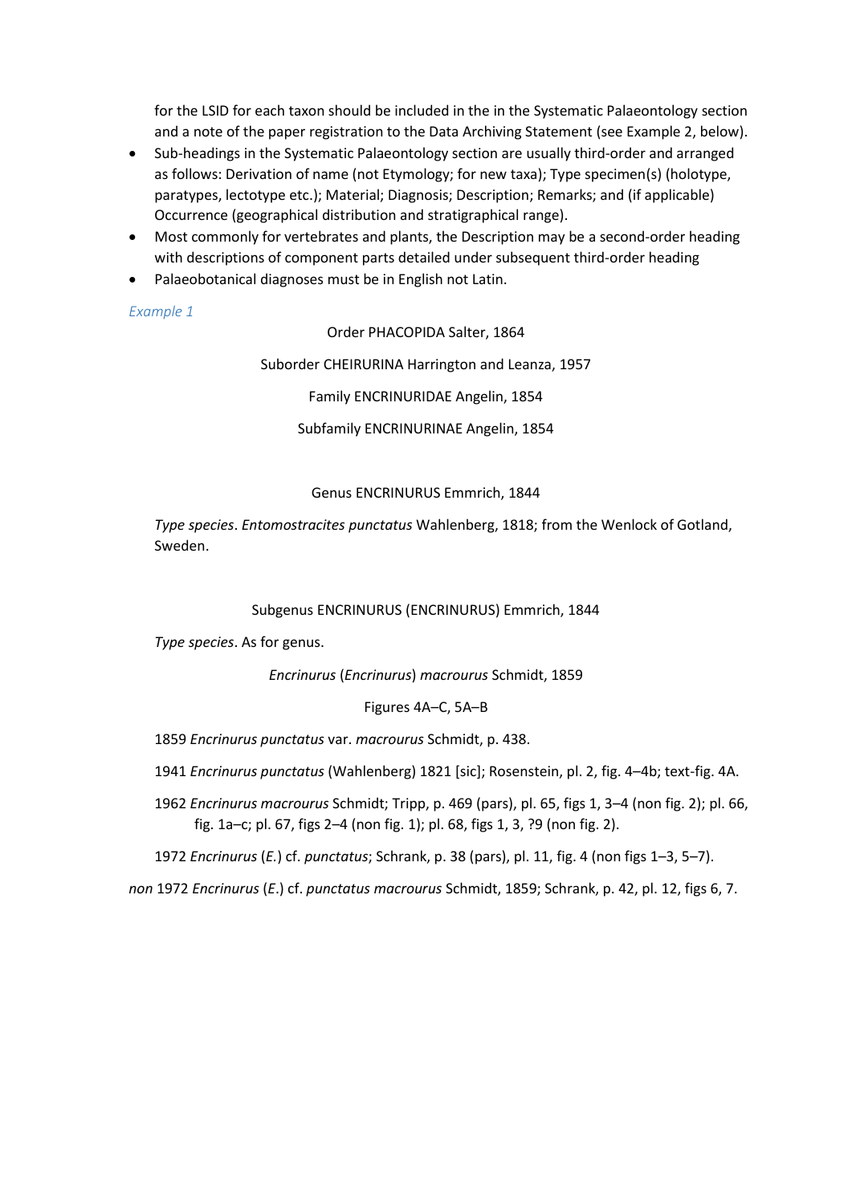for the LSID for each taxon should be included in the in the Systematic Palaeontology section and a note of the paper registration to the Data Archiving Statement (see Example 2, below).

- Sub-headings in the Systematic Palaeontology section are usually third-order and arranged as follows: Derivation of name (not Etymology; for new taxa); Type specimen(s) (holotype, paratypes, lectotype etc.); Material; Diagnosis; Description; Remarks; and (if applicable) Occurrence (geographical distribution and stratigraphical range).
- Most commonly for vertebrates and plants, the Description may be a second-order heading with descriptions of component parts detailed under subsequent third-order heading
- Palaeobotanical diagnoses must be in English not Latin.

*Example 1*

Order PHACOPIDA Salter, 1864

Suborder CHEIRURINA Harrington and Leanza, 1957

Family ENCRINURIDAE Angelin, 1854

Subfamily ENCRINURINAE Angelin, 1854

Genus ENCRINURUS Emmrich, 1844

*Type species*. *Entomostracites punctatus* Wahlenberg, 1818; from the Wenlock of Gotland, Sweden.

Subgenus ENCRINURUS (ENCRINURUS) Emmrich, 1844

*Type species*. As for genus.

*Encrinurus* (*Encrinurus*) *macrourus* Schmidt, 1859

Figures 4A–C, 5A–B

1859 *Encrinurus punctatus* var. *macrourus* Schmidt, p. 438.

1941 *Encrinurus punctatus* (Wahlenberg) 1821 [sic]; Rosenstein, pl. 2, fig. 4–4b; text-fig. 4A.

1962 *Encrinurus macrourus* Schmidt; Tripp, p. 469 (pars), pl. 65, figs 1, 3–4 (non fig. 2); pl. 66, fig. 1a–c; pl. 67, figs 2–4 (non fig. 1); pl. 68, figs 1, 3, ?9 (non fig. 2).

1972 *Encrinurus* (*E.*) cf. *punctatus*; Schrank, p. 38 (pars), pl. 11, fig. 4 (non figs 1–3, 5–7).

*non* 1972 *Encrinurus* (*E*.) cf. *punctatus macrourus* Schmidt, 1859; Schrank, p. 42, pl. 12, figs 6, 7.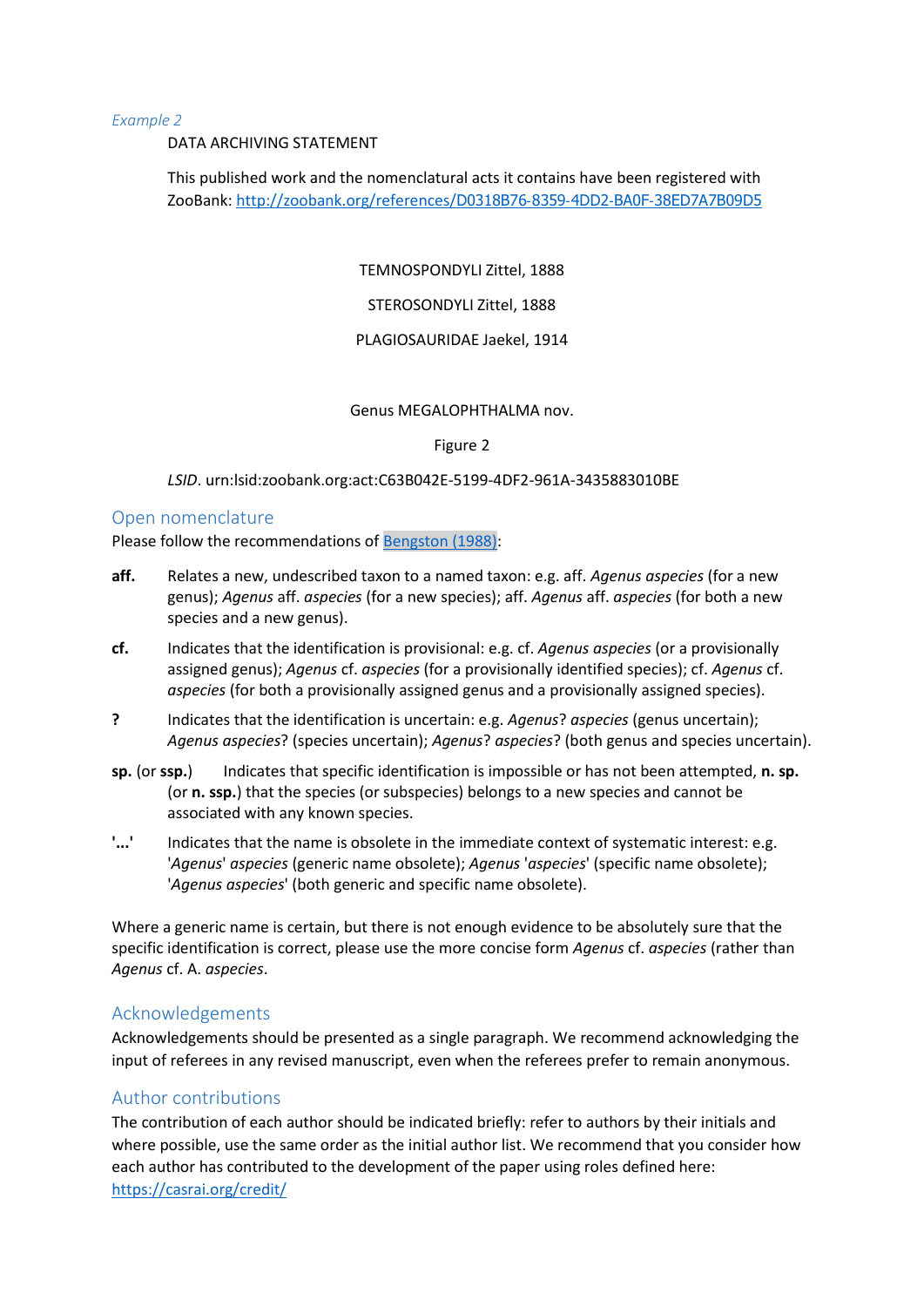*Example 2*

DATA ARCHIVING STATEMENT

This published work and the nomenclatural acts it contains have been registered with ZooBank: http://zoobank.org/references/D0318B76-8359-4DD2-BA0F-38ED7A7B09D5

TEMNOSPONDYLI Zittel, 1888

STEROSONDYLI Zittel, 1888

PLAGIOSAURIDAE Jaekel, 1914

Genus MEGALOPHTHALMA nov.

Figure 2

*LSID*. urn:lsid:zoobank.org:act:C63B042E-5199-4DF2-961A-3435883010BE

## Open nomenclature

Please follow the recommendations of Bengston (1988):

**aff.** Relates a new, undescribed taxon to a named taxon: e.g. aff. *Agenus aspecies* (for a new genus); *Agenus* aff. *aspecies* (for a new species); aff. *Agenus* aff. *aspecies* (for both a new species and a new genus).

**cf.** Indicates that the identification is provisional: e.g. cf. *Agenus aspecies* (or a provisionally assigned genus); *Agenus* cf. *aspecies* (for a provisionally identified species); cf. *Agenus* cf. *aspecies* (for both a provisionally assigned genus and a provisionally assigned species).

**?** Indicates that the identification is uncertain: e.g. *Agenus*? *aspecies* (genus uncertain); *Agenus aspecies*? (species uncertain); *Agenus*? *aspecies*? (both genus and species uncertain).

**sp.** (or **ssp.**) Indicates that specific identification is impossible or has not been attempted, **n. sp.** (or **n. ssp.**) that the species (or subspecies) belongs to a new species and cannot be associated with any known species.

**'...'** Indicates that the name is obsolete in the immediate context of systematic interest: e.g. '*Agenus*' *aspecies* (generic name obsolete); *Agenus* '*aspecies*' (specific name obsolete); '*Agenus aspecies*' (both generic and specific name obsolete).

Where a generic name is certain, but there is not enough evidence to be absolutely sure that the specific identification is correct, please use the more concise form *Agenus* cf. *aspecies* (rather than *Agenus* cf. A. *aspecies*.

## Acknowledgements

Acknowledgements should be presented as a single paragraph. We recommend acknowledging the input of referees in any revised manuscript, even when the referees prefer to remain anonymous.

## Author contributions

The contribution of each author should be indicated briefly: refer to authors by their initials and where possible, use the same order as the initial author list. We recommend that you consider how each author has contributed to the development of the paper using roles defined here: https://casrai.org/credit/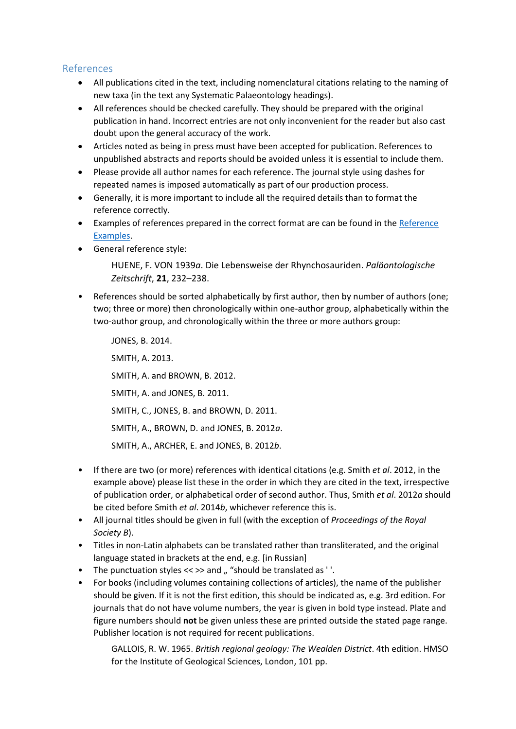## References

- All publications cited in the text, including nomenclatural citations relating to the naming of new taxa (in the text any Systematic Palaeontology headings).
- All references should be checked carefully. They should be prepared with the original publication in hand. Incorrect entries are not only inconvenient for the reader but also cast doubt upon the general accuracy of the work.
- Articles noted as being in press must have been accepted for publication. References to unpublished abstracts and reports should be avoided unless it is essential to include them.
- Please provide all author names for each reference. The journal style using dashes for repeated names is imposed automatically as part of our production process.
- Generally, it is more important to include all the required details than to format the reference correctly.
- Examples of references prepared in the correct format are can be found in the [Reference Examples](#).
- General reference style:

  HUENE, F. VON 1939*a*. Die Lebensweise der Rhynchosauriden. *Paläontologische Zeitschrift*, **21**, 232–238.

- References should be sorted alphabetically by first author, then by number of authors (one; two; three or more) then chronologically within one-author group, alphabetically within the two-author group, and chronologically within the three or more authors group:

  JONES, B. 2014.

  SMITH, A. 2013.

  SMITH, A. and BROWN, B. 2012.

  SMITH, A. and JONES, B. 2011.

  SMITH, C., JONES, B. and BROWN, D. 2011.

  SMITH, A., BROWN, D. and JONES, B. 2012*a*.

  SMITH, A., ARCHER, E. and JONES, B. 2012*b*.

- If there are two (or more) references with identical citations (e.g. Smith *et al*. 2012, in the example above) please list these in the order in which they are cited in the text, irrespective of publication order, or alphabetical order of second author. Thus, Smith *et al*. 2012*a* should be cited before Smith *et al*. 2014*b*, whichever reference this is.
- All journal titles should be given in full (with the exception of *Proceedings of the Royal Society B*).
- Titles in non-Latin alphabets can be translated rather than transliterated, and the original language stated in brackets at the end, e.g. [in Russian]
- The punctuation styles << >> and „ "should be translated as ' '.
- For books (including volumes containing collections of articles), the name of the publisher should be given. If it is not the first edition, this should be indicated as, e.g. 3rd edition. For journals that do not have volume numbers, the year is given in bold type instead. Plate and figure numbers should **not** be given unless these are printed outside the stated page range. Publisher location is not required for recent publications.

  GALLOIS, R. W. 1965. *British regional geology: The Wealden District*. 4th edition. HMSO for the Institute of Geological Sciences, London, 101 pp.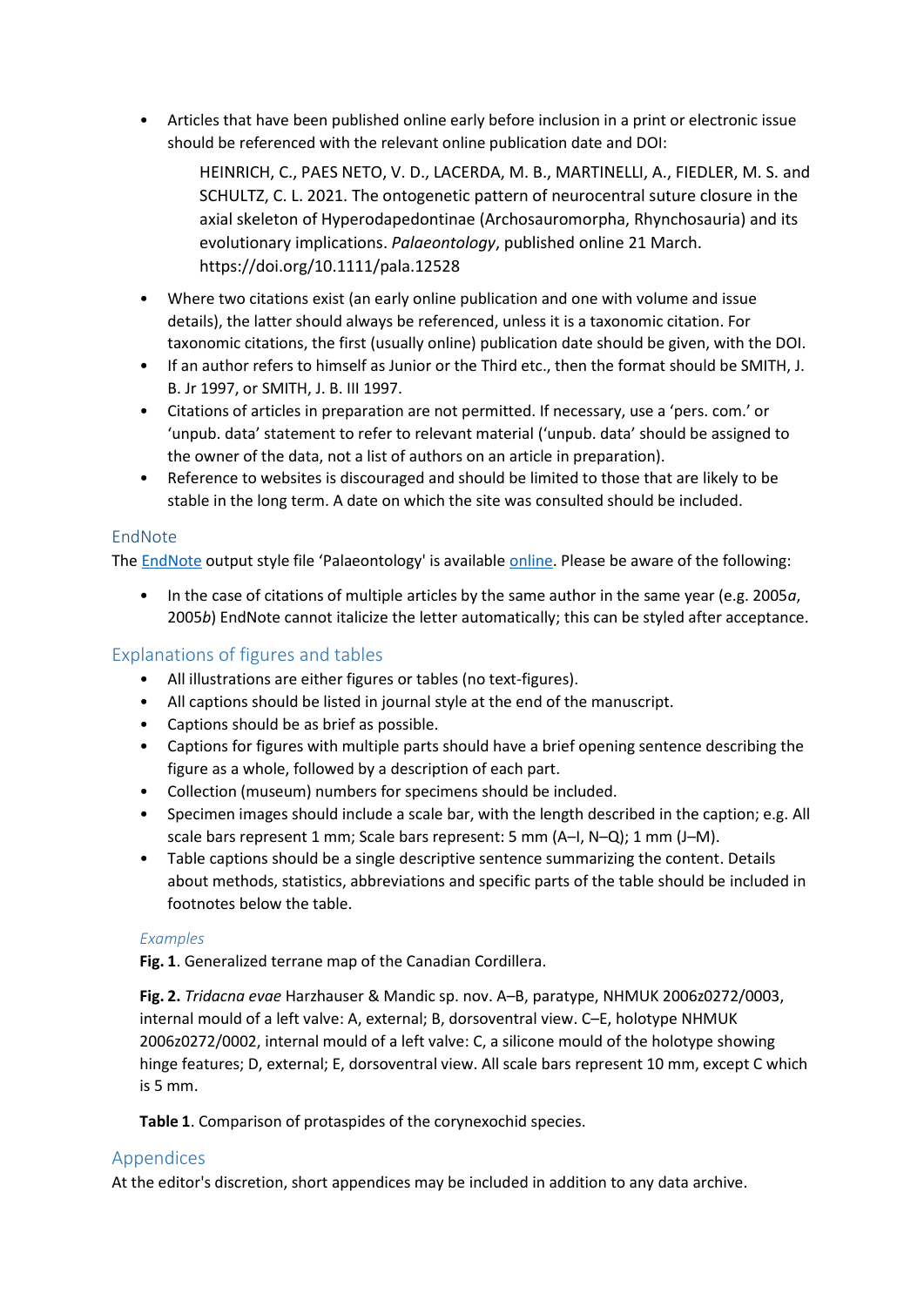- Articles that have been published online early before inclusion in a print or electronic issue should be referenced with the relevant online publication date and DOI:

  HEINRICH, C., PAES NETO, V. D., LACERDA, M. B., MARTINELLI, A., FIEDLER, M. S. and SCHULTZ, C. L. 2021. The ontogenetic pattern of neurocentral suture closure in the axial skeleton of Hyperodapedontinae (Archosauromorpha, Rhynchosauria) and its evolutionary implications. *Palaeontology*, published online 21 March. https://doi.org/10.1111/pala.12528

- Where two citations exist (an early online publication and one with volume and issue details), the latter should always be referenced, unless it is a taxonomic citation. For taxonomic citations, the first (usually online) publication date should be given, with the DOI.
- If an author refers to himself as Junior or the Third etc., then the format should be SMITH, J. B. Jr 1997, or SMITH, J. B. III 1997.
- Citations of articles in preparation are not permitted. If necessary, use a 'pers. com.' or 'unpub. data' statement to refer to relevant material ('unpub. data' should be assigned to the owner of the data, not a list of authors on an article in preparation).
- Reference to websites is discouraged and should be limited to those that are likely to be stable in the long term. A date on which the site was consulted should be included.

### EndNote

The EndNote output style file 'Palaeontology' is available online. Please be aware of the following:

- In the case of citations of multiple articles by the same author in the same year (e.g. 2005*a*, 2005*b*) EndNote cannot italicize the letter automatically; this can be styled after acceptance.

## Explanations of figures and tables

- All illustrations are either figures or tables (no text-figures).
- All captions should be listed in journal style at the end of the manuscript.
- Captions should be as brief as possible.
- Captions for figures with multiple parts should have a brief opening sentence describing the figure as a whole, followed by a description of each part.
- Collection (museum) numbers for specimens should be included.
- Specimen images should include a scale bar, with the length described in the caption; e.g. All scale bars represent 1 mm; Scale bars represent: 5 mm (A–I, N–Q); 1 mm (J–M).
- Table captions should be a single descriptive sentence summarizing the content. Details about methods, statistics, abbreviations and specific parts of the table should be included in footnotes below the table.

#### *Examples*

**Fig. 1**. Generalized terrane map of the Canadian Cordillera.

**Fig. 2.** *Tridacna evae* Harzhauser & Mandic sp. nov. A–B, paratype, NHMUK 2006z0272/0003, internal mould of a left valve: A, external; B, dorsoventral view. C–E, holotype NHMUK 2006z0272/0002, internal mould of a left valve: C, a silicone mould of the holotype showing hinge features; D, external; E, dorsoventral view. All scale bars represent 10 mm, except C which is 5 mm.

**Table 1**. Comparison of protaspides of the corynexochid species.

## Appendices

At the editor's discretion, short appendices may be included in addition to any data archive.